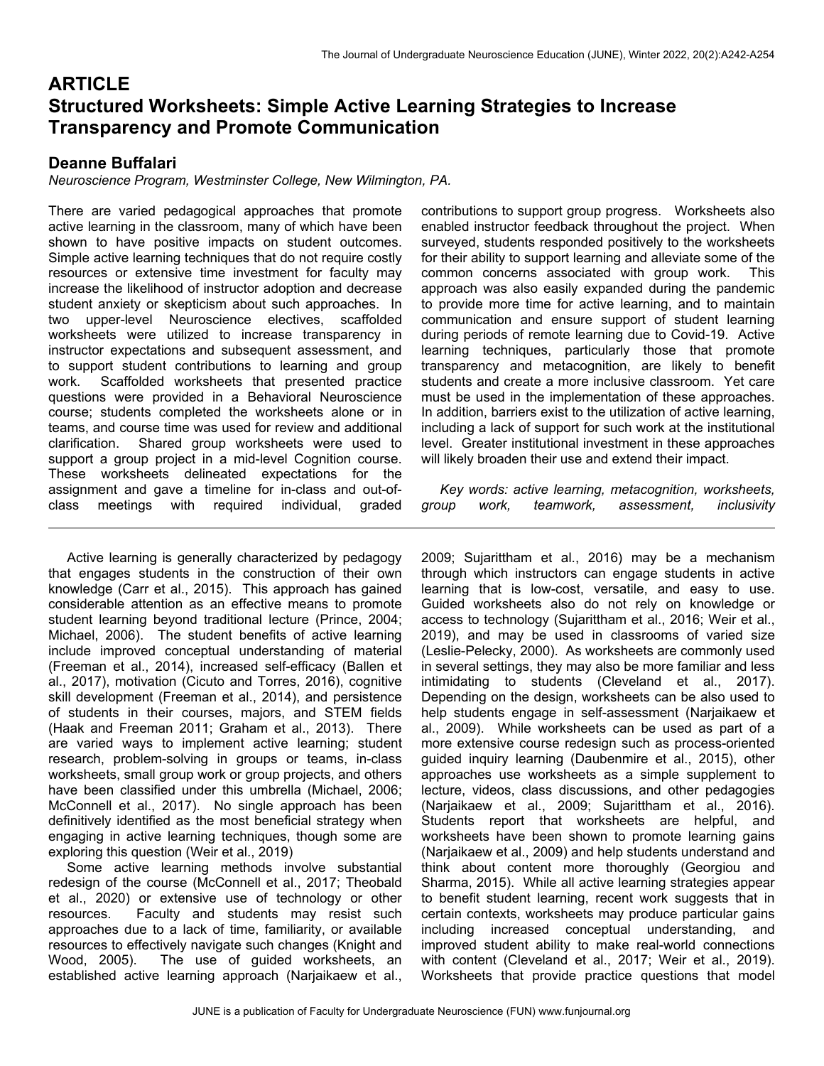# ARTICLE
# Structured Worksheets: Simple Active Learning Strategies to Increase Transparency and Promote Communication

## Deanne Buffalari

*Neuroscience Program, Westminster College, New Wilmington, PA.*

There are varied pedagogical approaches that promote active learning in the classroom, many of which have been shown to have positive impacts on student outcomes. Simple active learning techniques that do not require costly resources or extensive time investment for faculty may increase the likelihood of instructor adoption and decrease student anxiety or skepticism about such approaches. In two upper-level Neuroscience electives, scaffolded worksheets were utilized to increase transparency in instructor expectations and subsequent assessment, and to support student contributions to learning and group work. Scaffolded worksheets that presented practice questions were provided in a Behavioral Neuroscience course; students completed the worksheets alone or in teams, and course time was used for review and additional clarification. Shared group worksheets were used to support a group project in a mid-level Cognition course. These worksheets delineated expectations for the assignment and gave a timeline for in-class and out-of-class meetings with required individual, graded contributions to support group progress. Worksheets also enabled instructor feedback throughout the project. When surveyed, students responded positively to the worksheets for their ability to support learning and alleviate some of the common concerns associated with group work. This approach was also easily expanded during the pandemic to provide more time for active learning, and to maintain communication and ensure support of student learning during periods of remote learning due to Covid-19. Active learning techniques, particularly those that promote transparency and metacognition, are likely to benefit students and create a more inclusive classroom. Yet care must be used in the implementation of these approaches. In addition, barriers exist to the utilization of active learning, including a lack of support for such work at the institutional level. Greater institutional investment in these approaches will likely broaden their use and extend their impact.

*Key words: active learning, metacognition, worksheets, group work, teamwork, assessment, inclusivity*

---

Active learning is generally characterized by pedagogy that engages students in the construction of their own knowledge (Carr et al., 2015). This approach has gained considerable attention as an effective means to promote student learning beyond traditional lecture (Prince, 2004; Michael, 2006). The student benefits of active learning include improved conceptual understanding of material (Freeman et al., 2014), increased self-efficacy (Ballen et al., 2017), motivation (Cicuto and Torres, 2016), cognitive skill development (Freeman et al., 2014), and persistence of students in their courses, majors, and STEM fields (Haak and Freeman 2011; Graham et al., 2013). There are varied ways to implement active learning; student research, problem-solving in groups or teams, in-class worksheets, small group work or group projects, and others have been classified under this umbrella (Michael, 2006; McConnell et al., 2017). No single approach has been definitively identified as the most beneficial strategy when engaging in active learning techniques, though some are exploring this question (Weir et al., 2019)

Some active learning methods involve substantial redesign of the course (McConnell et al., 2017; Theobald et al., 2020) or extensive use of technology or other resources. Faculty and students may resist such approaches due to a lack of time, familiarity, or available resources to effectively navigate such changes (Knight and Wood, 2005). The use of guided worksheets, an established active learning approach (Narjaikaew et al., 2009; Sujarittham et al., 2016) may be a mechanism through which instructors can engage students in active learning that is low-cost, versatile, and easy to use. Guided worksheets also do not rely on knowledge or access to technology (Sujarittham et al., 2016; Weir et al., 2019), and may be used in classrooms of varied size (Leslie-Pelecky, 2000). As worksheets are commonly used in several settings, they may also be more familiar and less intimidating to students (Cleveland et al., 2017). Depending on the design, worksheets can be also used to help students engage in self-assessment (Narjaikaew et al., 2009). While worksheets can be used as part of a more extensive course redesign such as process-oriented guided inquiry learning (Daubenmire et al., 2015), other approaches use worksheets as a simple supplement to lecture, videos, class discussions, and other pedagogies (Narjaikaew et al., 2009; Sujarittham et al., 2016). Students report that worksheets are helpful, and worksheets have been shown to promote learning gains (Narjaikaew et al., 2009) and help students understand and think about content more thoroughly (Georgiou and Sharma, 2015). While all active learning strategies appear to benefit student learning, recent work suggests that in certain contexts, worksheets may produce particular gains including increased conceptual understanding, and improved student ability to make real-world connections with content (Cleveland et al., 2017; Weir et al., 2019). Worksheets that provide practice questions that model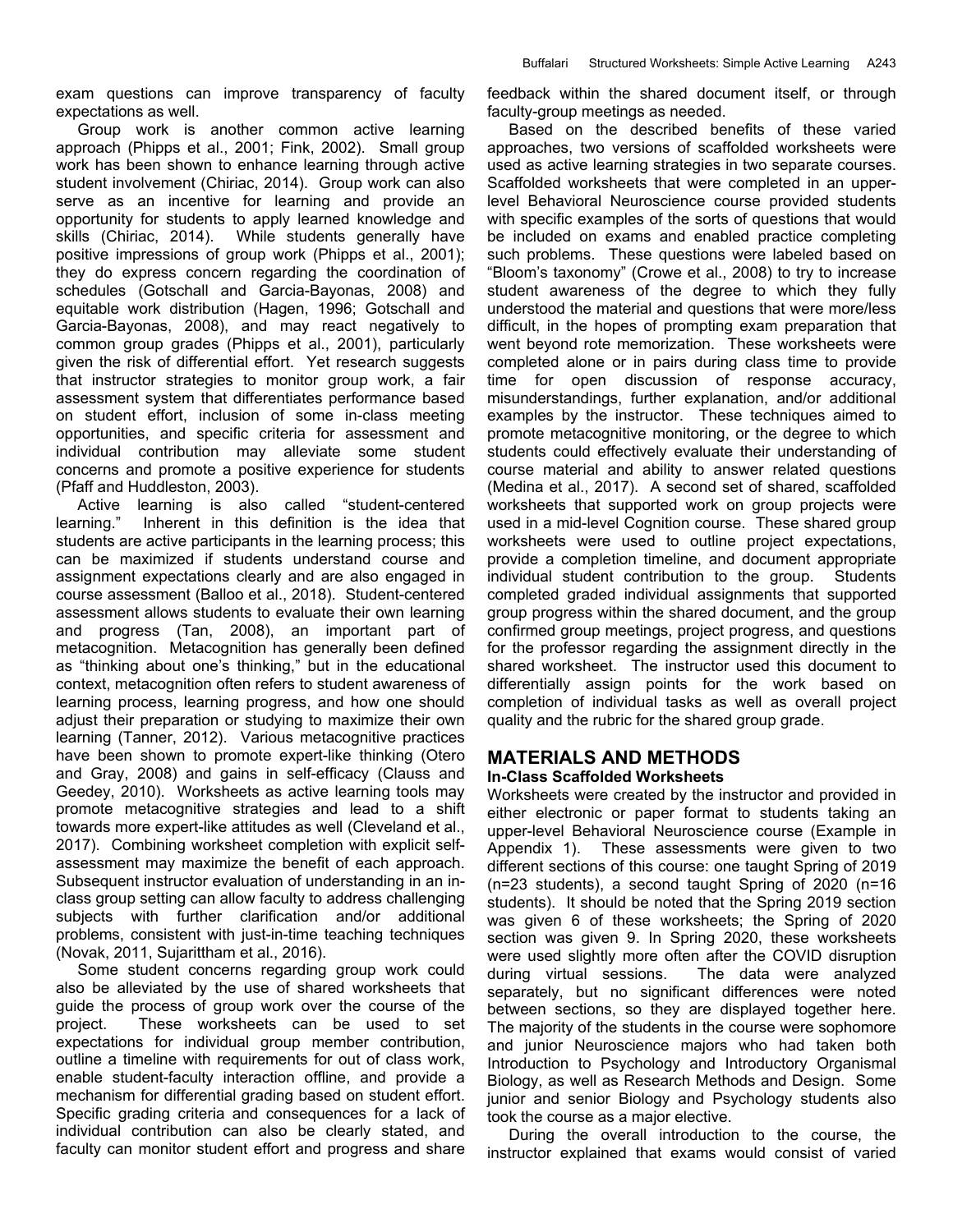exam questions can improve transparency of faculty expectations as well.

Group work is another common active learning approach (Phipps et al., 2001; Fink, 2002). Small group work has been shown to enhance learning through active student involvement (Chiriac, 2014). Group work can also serve as an incentive for learning and provide an opportunity for students to apply learned knowledge and skills (Chiriac, 2014). While students generally have positive impressions of group work (Phipps et al., 2001); they do express concern regarding the coordination of schedules (Gotschall and Garcia-Bayonas, 2008) and equitable work distribution (Hagen, 1996; Gotschall and Garcia-Bayonas, 2008), and may react negatively to common group grades (Phipps et al., 2001), particularly given the risk of differential effort. Yet research suggests that instructor strategies to monitor group work, a fair assessment system that differentiates performance based on student effort, inclusion of some in-class meeting opportunities, and specific criteria for assessment and individual contribution may alleviate some student concerns and promote a positive experience for students (Pfaff and Huddleston, 2003).

Active learning is also called "student-centered learning." Inherent in this definition is the idea that students are active participants in the learning process; this can be maximized if students understand course and assignment expectations clearly and are also engaged in course assessment (Balloo et al., 2018). Student-centered assessment allows students to evaluate their own learning and progress (Tan, 2008), an important part of metacognition. Metacognition has generally been defined as "thinking about one's thinking," but in the educational context, metacognition often refers to student awareness of learning process, learning progress, and how one should adjust their preparation or studying to maximize their own learning (Tanner, 2012). Various metacognitive practices have been shown to promote expert-like thinking (Otero and Gray, 2008) and gains in self-efficacy (Clauss and Geedey, 2010). Worksheets as active learning tools may promote metacognitive strategies and lead to a shift towards more expert-like attitudes as well (Cleveland et al., 2017). Combining worksheet completion with explicit self-assessment may maximize the benefit of each approach. Subsequent instructor evaluation of understanding in an in-class group setting can allow faculty to address challenging subjects with further clarification and/or additional problems, consistent with just-in-time teaching techniques (Novak, 2011, Sujarittham et al., 2016).

Some student concerns regarding group work could also be alleviated by the use of shared worksheets that guide the process of group work over the course of the project. These worksheets can be used to set expectations for individual group member contribution, outline a timeline with requirements for out of class work, enable student-faculty interaction offline, and provide a mechanism for differential grading based on student effort. Specific grading criteria and consequences for a lack of individual contribution can also be clearly stated, and faculty can monitor student effort and progress and share feedback within the shared document itself, or through faculty-group meetings as needed.

Based on the described benefits of these varied approaches, two versions of scaffolded worksheets were used as active learning strategies in two separate courses. Scaffolded worksheets that were completed in an upper-level Behavioral Neuroscience course provided students with specific examples of the sorts of questions that would be included on exams and enabled practice completing such problems. These questions were labeled based on "Bloom's taxonomy" (Crowe et al., 2008) to try to increase student awareness of the degree to which they fully understood the material and questions that were more/less difficult, in the hopes of prompting exam preparation that went beyond rote memorization. These worksheets were completed alone or in pairs during class time to provide time for open discussion of response accuracy, misunderstandings, further explanation, and/or additional examples by the instructor. These techniques aimed to promote metacognitive monitoring, or the degree to which students could effectively evaluate their understanding of course material and ability to answer related questions (Medina et al., 2017). A second set of shared, scaffolded worksheets that supported work on group projects were used in a mid-level Cognition course. These shared group worksheets were used to outline project expectations, provide a completion timeline, and document appropriate individual student contribution to the group. Students completed graded individual assignments that supported group progress within the shared document, and the group confirmed group meetings, project progress, and questions for the professor regarding the assignment directly in the shared worksheet. The instructor used this document to differentially assign points for the work based on completion of individual tasks as well as overall project quality and the rubric for the shared group grade.

## MATERIALS AND METHODS

### In-Class Scaffolded Worksheets

Worksheets were created by the instructor and provided in either electronic or paper format to students taking an upper-level Behavioral Neuroscience course (Example in Appendix 1). These assessments were given to two different sections of this course: one taught Spring of 2019 (n=23 students), a second taught Spring of 2020 (n=16 students). It should be noted that the Spring 2019 section was given 6 of these worksheets; the Spring of 2020 section was given 9. In Spring 2020, these worksheets were used slightly more often after the COVID disruption during virtual sessions. The data were analyzed separately, but no significant differences were noted between sections, so they are displayed together here. The majority of the students in the course were sophomore and junior Neuroscience majors who had taken both Introduction to Psychology and Introductory Organismal Biology, as well as Research Methods and Design. Some junior and senior Biology and Psychology students also took the course as a major elective.

During the overall introduction to the course, the instructor explained that exams would consist of varied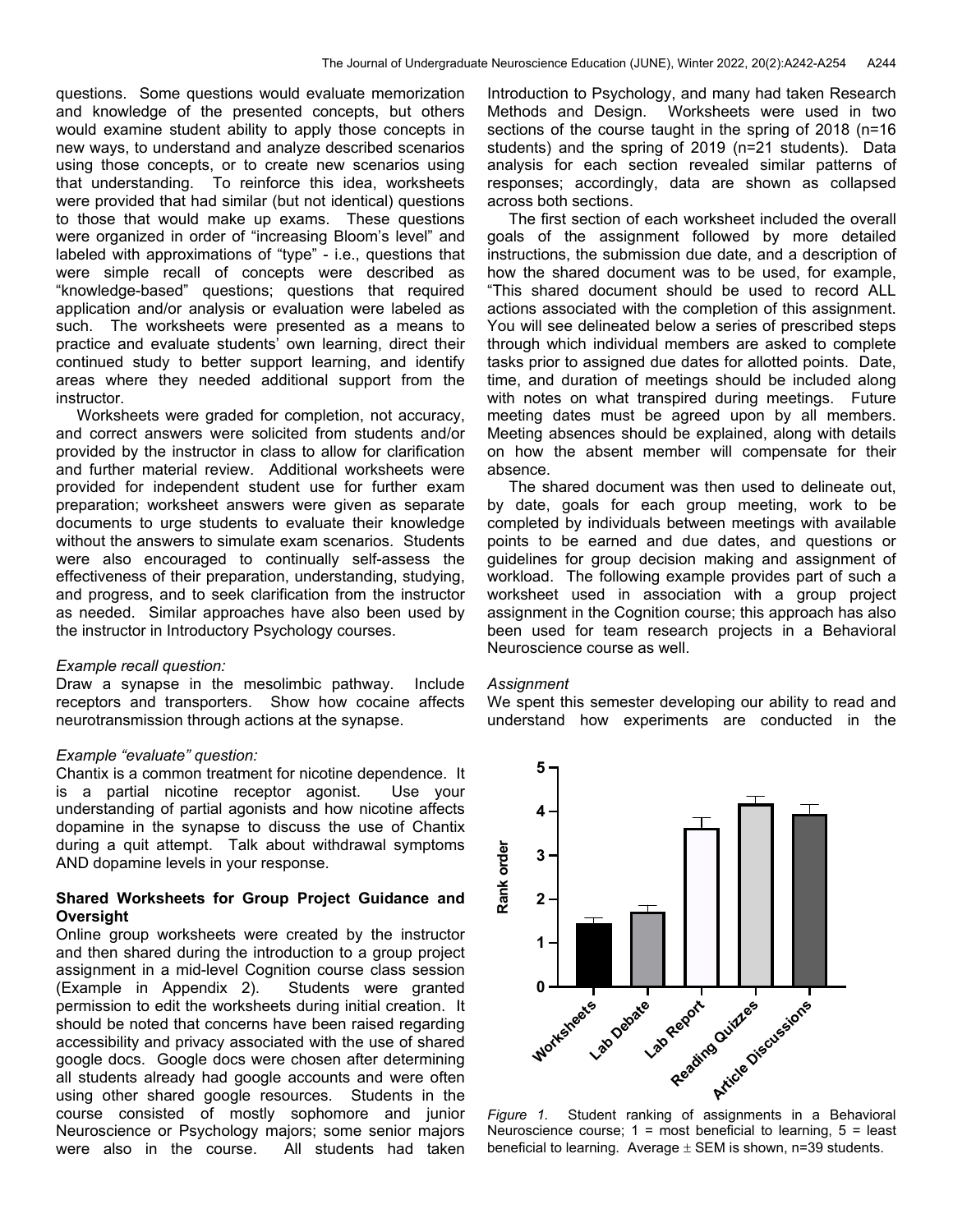questions. Some questions would evaluate memorization and knowledge of the presented concepts, but others would examine student ability to apply those concepts in new ways, to understand and analyze described scenarios using those concepts, or to create new scenarios using that understanding. To reinforce this idea, worksheets were provided that had similar (but not identical) questions to those that would make up exams. These questions were organized in order of "increasing Bloom's level" and labeled with approximations of "type" - i.e., questions that were simple recall of concepts were described as "knowledge-based" questions; questions that required application and/or analysis or evaluation were labeled as such. The worksheets were presented as a means to practice and evaluate students' own learning, direct their continued study to better support learning, and identify areas where they needed additional support from the instructor.

Worksheets were graded for completion, not accuracy, and correct answers were solicited from students and/or provided by the instructor in class to allow for clarification and further material review. Additional worksheets were provided for independent student use for further exam preparation; worksheet answers were given as separate documents to urge students to evaluate their knowledge without the answers to simulate exam scenarios. Students were also encouraged to continually self-assess the effectiveness of their preparation, understanding, studying, and progress, and to seek clarification from the instructor as needed. Similar approaches have also been used by the instructor in Introductory Psychology courses.

*Example recall question:*

Draw a synapse in the mesolimbic pathway. Include receptors and transporters. Show how cocaine affects neurotransmission through actions at the synapse.

*Example "evaluate" question:*

Chantix is a common treatment for nicotine dependence. It is a partial nicotine receptor agonist. Use your understanding of partial agonists and how nicotine affects dopamine in the synapse to discuss the use of Chantix during a quit attempt. Talk about withdrawal symptoms AND dopamine levels in your response.

## Shared Worksheets for Group Project Guidance and Oversight

Online group worksheets were created by the instructor and then shared during the introduction to a group project assignment in a mid-level Cognition course class session (Example in Appendix 2). Students were granted permission to edit the worksheets during initial creation. It should be noted that concerns have been raised regarding accessibility and privacy associated with the use of shared google docs. Google docs were chosen after determining all students already had google accounts and were often using other shared google resources. Students in the course consisted of mostly sophomore and junior Neuroscience or Psychology majors; some senior majors were also in the course. All students had taken Introduction to Psychology, and many had taken Research Methods and Design. Worksheets were used in two sections of the course taught in the spring of 2018 (n=16 students) and the spring of 2019 (n=21 students). Data analysis for each section revealed similar patterns of responses; accordingly, data are shown as collapsed across both sections.

The first section of each worksheet included the overall goals of the assignment followed by more detailed instructions, the submission due date, and a description of how the shared document was to be used, for example, "This shared document should be used to record ALL actions associated with the completion of this assignment. You will see delineated below a series of prescribed steps through which individual members are asked to complete tasks prior to assigned due dates for allotted points. Date, time, and duration of meetings should be included along with notes on what transpired during meetings. Future meeting dates must be agreed upon by all members. Meeting absences should be explained, along with details on how the absent member will compensate for their absence.

The shared document was then used to delineate out, by date, goals for each group meeting, work to be completed by individuals between meetings with available points to be earned and due dates, and questions or guidelines for group decision making and assignment of workload. The following example provides part of such a worksheet used in association with a group project assignment in the Cognition course; this approach has also been used for team research projects in a Behavioral Neuroscience course as well.

*Assignment*

We spent this semester developing our ability to read and understand how experiments are conducted in the

*Figure 1.* Student ranking of assignments in a Behavioral Neuroscience course; 1 = most beneficial to learning, 5 = least beneficial to learning. Average ± SEM is shown, n=39 students.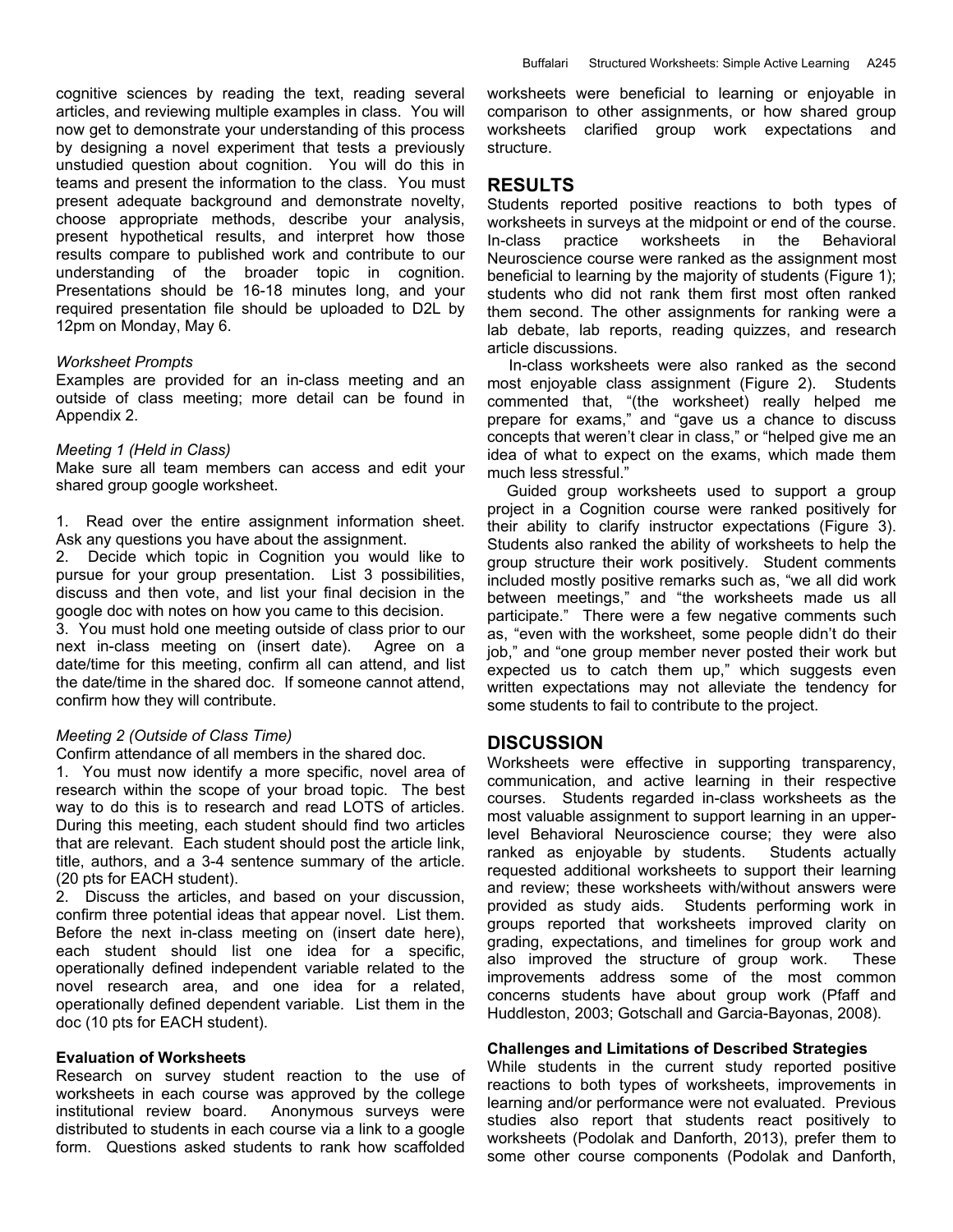cognitive sciences by reading the text, reading several articles, and reviewing multiple examples in class. You will now get to demonstrate your understanding of this process by designing a novel experiment that tests a previously unstudied question about cognition. You will do this in teams and present the information to the class. You must present adequate background and demonstrate novelty, choose appropriate methods, describe your analysis, present hypothetical results, and interpret how those results compare to published work and contribute to our understanding of the broader topic in cognition. Presentations should be 16-18 minutes long, and your required presentation file should be uploaded to D2L by 12pm on Monday, May 6.

*Worksheet Prompts*

Examples are provided for an in-class meeting and an outside of class meeting; more detail can be found in Appendix 2.

*Meeting 1 (Held in Class)*

Make sure all team members can access and edit your shared group google worksheet.

1. Read over the entire assignment information sheet. Ask any questions you have about the assignment.
2. Decide which topic in Cognition you would like to pursue for your group presentation. List 3 possibilities, discuss and then vote, and list your final decision in the google doc with notes on how you came to this decision.
3. You must hold one meeting outside of class prior to our next in-class meeting on (insert date). Agree on a date/time for this meeting, confirm all can attend, and list the date/time in the shared doc. If someone cannot attend, confirm how they will contribute.

*Meeting 2 (Outside of Class Time)*

Confirm attendance of all members in the shared doc.

1. You must now identify a more specific, novel area of research within the scope of your broad topic. The best way to do this is to research and read LOTS of articles. During this meeting, each student should find two articles that are relevant. Each student should post the article link, title, authors, and a 3-4 sentence summary of the article. (20 pts for EACH student).
2. Discuss the articles, and based on your discussion, confirm three potential ideas that appear novel. List them. Before the next in-class meeting on (insert date here), each student should list one idea for a specific, operationally defined independent variable related to the novel research area, and one idea for a related, operationally defined dependent variable. List them in the doc (10 pts for EACH student).

**Evaluation of Worksheets**

Research on survey student reaction to the use of worksheets in each course was approved by the college institutional review board. Anonymous surveys were distributed to students in each course via a link to a google form. Questions asked students to rank how scaffolded worksheets were beneficial to learning or enjoyable in comparison to other assignments, or how shared group worksheets clarified group work expectations and structure.

## RESULTS

Students reported positive reactions to both types of worksheets in surveys at the midpoint or end of the course. In-class practice worksheets in the Behavioral Neuroscience course were ranked as the assignment most beneficial to learning by the majority of students (Figure 1); students who did not rank them first most often ranked them second. The other assignments for ranking were a lab debate, lab reports, reading quizzes, and research article discussions.

In-class worksheets were also ranked as the second most enjoyable class assignment (Figure 2). Students commented that, "(the worksheet) really helped me prepare for exams," and "gave us a chance to discuss concepts that weren't clear in class," or "helped give me an idea of what to expect on the exams, which made them much less stressful."

Guided group worksheets used to support a group project in a Cognition course were ranked positively for their ability to clarify instructor expectations (Figure 3). Students also ranked the ability of worksheets to help the group structure their work positively. Student comments included mostly positive remarks such as, "we all did work between meetings," and "the worksheets made us all participate." There were a few negative comments such as, "even with the worksheet, some people didn't do their job," and "one group member never posted their work but expected us to catch them up," which suggests even written expectations may not alleviate the tendency for some students to fail to contribute to the project.

## DISCUSSION

Worksheets were effective in supporting transparency, communication, and active learning in their respective courses. Students regarded in-class worksheets as the most valuable assignment to support learning in an upper-level Behavioral Neuroscience course; they were also ranked as enjoyable by students. Students actually requested additional worksheets to support their learning and review; these worksheets with/without answers were provided as study aids. Students performing work in groups reported that worksheets improved clarity on grading, expectations, and timelines for group work and also improved the structure of group work. These improvements address some of the most common concerns students have about group work (Pfaff and Huddleston, 2003; Gotschall and Garcia-Bayonas, 2008).

**Challenges and Limitations of Described Strategies**

While students in the current study reported positive reactions to both types of worksheets, improvements in learning and/or performance were not evaluated. Previous studies also report that students react positively to worksheets (Podolak and Danforth, 2013), prefer them to some other course components (Podolak and Danforth,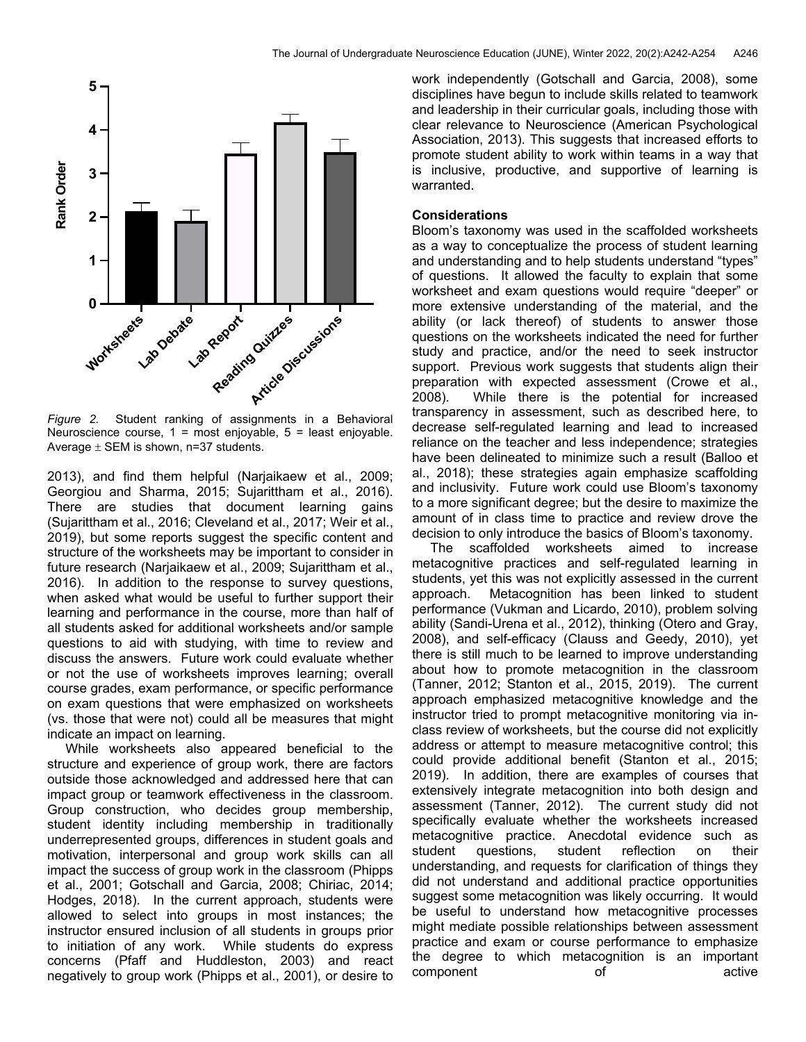*Figure 2.* Student ranking of assignments in a Behavioral Neuroscience course, 1 = most enjoyable, 5 = least enjoyable. Average ± SEM is shown, n=37 students.

2013), and find them helpful (Narjaikaew et al., 2009; Georgiou and Sharma, 2015; Sujarittham et al., 2016). There are studies that document learning gains (Sujarittham et al., 2016; Cleveland et al., 2017; Weir et al., 2019), but some reports suggest the specific content and structure of the worksheets may be important to consider in future research (Narjaikaew et al., 2009; Sujarittham et al., 2016). In addition to the response to survey questions, when asked what would be useful to further support their learning and performance in the course, more than half of all students asked for additional worksheets and/or sample questions to aid with studying, with time to review and discuss the answers. Future work could evaluate whether or not the use of worksheets improves learning; overall course grades, exam performance, or specific performance on exam questions that were emphasized on worksheets (vs. those that were not) could all be measures that might indicate an impact on learning.

While worksheets also appeared beneficial to the structure and experience of group work, there are factors outside those acknowledged and addressed here that can impact group or teamwork effectiveness in the classroom. Group construction, who decides group membership, student identity including membership in traditionally underrepresented groups, differences in student goals and motivation, interpersonal and group work skills can all impact the success of group work in the classroom (Phipps et al., 2001; Gotschall and Garcia, 2008; Chiriac, 2014; Hodges, 2018). In the current approach, students were allowed to select into groups in most instances; the instructor ensured inclusion of all students in groups prior to initiation of any work. While students do express concerns (Pfaff and Huddleston, 2003) and react negatively to group work (Phipps et al., 2001), or desire to work independently (Gotschall and Garcia, 2008), some disciplines have begun to include skills related to teamwork and leadership in their curricular goals, including those with clear relevance to Neuroscience (American Psychological Association, 2013). This suggests that increased efforts to promote student ability to work within teams in a way that is inclusive, productive, and supportive of learning is warranted.

**Considerations**

Bloom's taxonomy was used in the scaffolded worksheets as a way to conceptualize the process of student learning and understanding and to help students understand "types" of questions. It allowed the faculty to explain that some worksheet and exam questions would require "deeper" or more extensive understanding of the material, and the ability (or lack thereof) of students to answer those questions on the worksheets indicated the need for further study and practice, and/or the need to seek instructor support. Previous work suggests that students align their preparation with expected assessment (Crowe et al., 2008). While there is the potential for increased transparency in assessment, such as described here, to decrease self-regulated learning and lead to increased reliance on the teacher and less independence; strategies have been delineated to minimize such a result (Balloo et al., 2018); these strategies again emphasize scaffolding and inclusivity. Future work could use Bloom's taxonomy to a more significant degree; but the desire to maximize the amount of in class time to practice and review drove the decision to only introduce the basics of Bloom's taxonomy.

The scaffolded worksheets aimed to increase metacognitive practices and self-regulated learning in students, yet this was not explicitly assessed in the current approach. Metacognition has been linked to student performance (Vukman and Licardo, 2010), problem solving ability (Sandi-Urena et al., 2012), thinking (Otero and Gray, 2008), and self-efficacy (Clauss and Geedy, 2010), yet there is still much to be learned to improve understanding about how to promote metacognition in the classroom (Tanner, 2012; Stanton et al., 2015, 2019). The current approach emphasized metacognitive knowledge and the instructor tried to prompt metacognitive monitoring via in-class review of worksheets, but the course did not explicitly address or attempt to measure metacognitive control; this could provide additional benefit (Stanton et al., 2015; 2019). In addition, there are examples of courses that extensively integrate metacognition into both design and assessment (Tanner, 2012). The current study did not specifically evaluate whether the worksheets increased metacognitive practice. Anecdotal evidence such as student questions, student reflection on their understanding, and requests for clarification of things they did not understand and additional practice opportunities suggest some metacognition was likely occurring. It would be useful to understand how metacognitive processes might mediate possible relationships between assessment practice and exam or course performance to emphasize the degree to which metacognition is an important component of active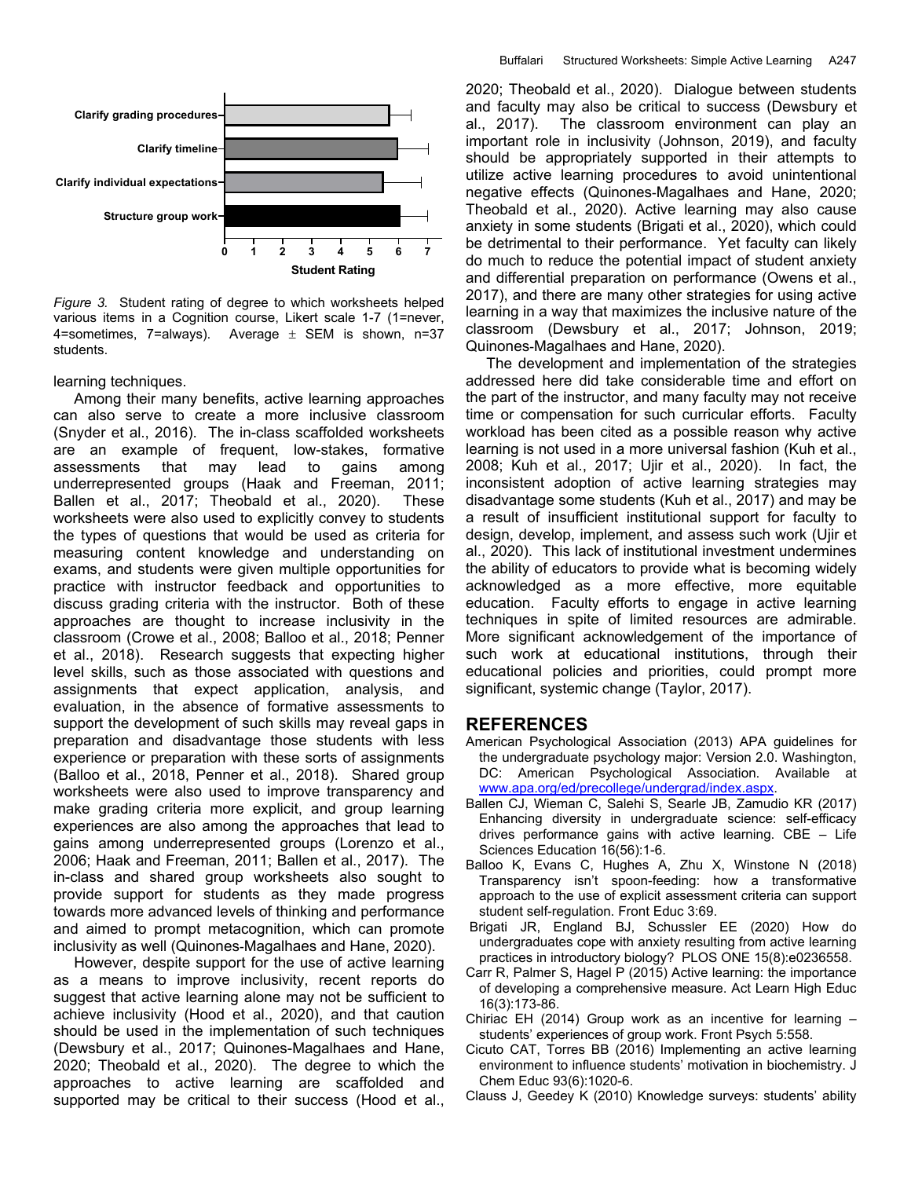*Figure 3.* Student rating of degree to which worksheets helped various items in a Cognition course, Likert scale 1-7 (1=never, 4=sometimes, 7=always). Average ± SEM is shown, n=37 students.

learning techniques.

Among their many benefits, active learning approaches can also serve to create a more inclusive classroom (Snyder et al., 2016). The in-class scaffolded worksheets are an example of frequent, low-stakes, formative assessments that may lead to gains among underrepresented groups (Haak and Freeman, 2011; Ballen et al., 2017; Theobald et al., 2020). These worksheets were also used to explicitly convey to students the types of questions that would be used as criteria for measuring content knowledge and understanding on exams, and students were given multiple opportunities for practice with instructor feedback and opportunities to discuss grading criteria with the instructor. Both of these approaches are thought to increase inclusivity in the classroom (Crowe et al., 2008; Balloo et al., 2018; Penner et al., 2018). Research suggests that expecting higher level skills, such as those associated with questions and assignments that expect application, analysis, and evaluation, in the absence of formative assessments to support the development of such skills may reveal gaps in preparation and disadvantage those students with less experience or preparation with these sorts of assignments (Balloo et al., 2018, Penner et al., 2018). Shared group worksheets were also used to improve transparency and make grading criteria more explicit, and group learning experiences are also among the approaches that lead to gains among underrepresented groups (Lorenzo et al., 2006; Haak and Freeman, 2011; Ballen et al., 2017). The in-class and shared group worksheets also sought to provide support for students as they made progress towards more advanced levels of thinking and performance and aimed to prompt metacognition, which can promote inclusivity as well (Quinones-Magalhaes and Hane, 2020).

However, despite support for the use of active learning as a means to improve inclusivity, recent reports do suggest that active learning alone may not be sufficient to achieve inclusivity (Hood et al., 2020), and that caution should be used in the implementation of such techniques (Dewsbury et al., 2017; Quinones-Magalhaes and Hane, 2020; Theobald et al., 2020). The degree to which the approaches to active learning are scaffolded and supported may be critical to their success (Hood et al., 2020; Theobald et al., 2020). Dialogue between students and faculty may also be critical to success (Dewsbury et al., 2017). The classroom environment can play an important role in inclusivity (Johnson, 2019), and faculty should be appropriately supported in their attempts to utilize active learning procedures to avoid unintentional negative effects (Quinones-Magalhaes and Hane, 2020; Theobald et al., 2020). Active learning may also cause anxiety in some students (Brigati et al., 2020), which could be detrimental to their performance. Yet faculty can likely do much to reduce the potential impact of student anxiety and differential preparation on performance (Owens et al., 2017), and there are many other strategies for using active learning in a way that maximizes the inclusive nature of the classroom (Dewsbury et al., 2017; Johnson, 2019; Quinones-Magalhaes and Hane, 2020).

The development and implementation of the strategies addressed here did take considerable time and effort on the part of the instructor, and many faculty may not receive time or compensation for such curricular efforts. Faculty workload has been cited as a possible reason why active learning is not used in a more universal fashion (Kuh et al., 2008; Kuh et al., 2017; Ujir et al., 2020). In fact, the inconsistent adoption of active learning strategies may disadvantage some students (Kuh et al., 2017) and may be a result of insufficient institutional support for faculty to design, develop, implement, and assess such work (Ujir et al., 2020). This lack of institutional investment undermines the ability of educators to provide what is becoming widely acknowledged as a more effective, more equitable education. Faculty efforts to engage in active learning techniques in spite of limited resources are admirable. More significant acknowledgement of the importance of such work at educational institutions, through their educational policies and priorities, could prompt more significant, systemic change (Taylor, 2017).

## REFERENCES

American Psychological Association (2013) APA guidelines for the undergraduate psychology major: Version 2.0. Washington, DC: American Psychological Association. Available at www.apa.org/ed/precollege/undergrad/index.aspx.

Ballen CJ, Wieman C, Salehi S, Searle JB, Zamudio KR (2017) Enhancing diversity in undergraduate science: self-efficacy drives performance gains with active learning. CBE – Life Sciences Education 16(56):1-6.

Balloo K, Evans C, Hughes A, Zhu X, Winstone N (2018) Transparency isn't spoon-feeding: how a transformative approach to the use of explicit assessment criteria can support student self-regulation. Front Educ 3:69.

Brigati JR, England BJ, Schussler EE (2020) How do undergraduates cope with anxiety resulting from active learning practices in introductory biology? PLOS ONE 15(8):e0236558.

Carr R, Palmer S, Hagel P (2015) Active learning: the importance of developing a comprehensive measure. Act Learn High Educ 16(3):173-86.

Chiriac EH (2014) Group work as an incentive for learning – students' experiences of group work. Front Psych 5:558.

Cicuto CAT, Torres BB (2016) Implementing an active learning environment to influence students' motivation in biochemistry. J Chem Educ 93(6):1020-6.

Clauss J, Geedey K (2010) Knowledge surveys: students' ability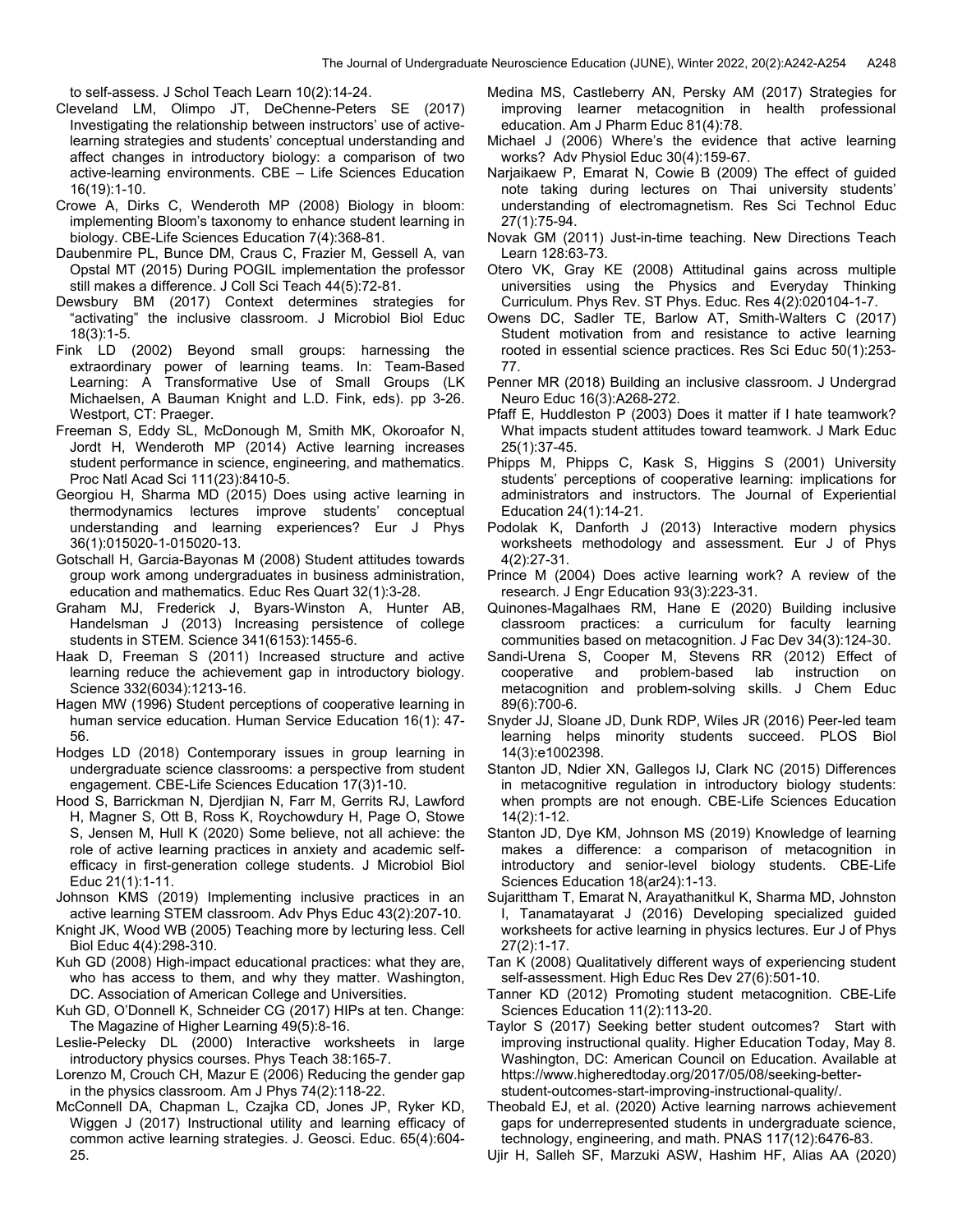to self-assess. J Schol Teach Learn 10(2):14-24.

Cleveland LM, Olimpo JT, DeChenne-Peters SE (2017) Investigating the relationship between instructors' use of active-learning strategies and students' conceptual understanding and affect changes in introductory biology: a comparison of two active-learning environments. CBE – Life Sciences Education 16(19):1-10.

Crowe A, Dirks C, Wenderoth MP (2008) Biology in bloom: implementing Bloom's taxonomy to enhance student learning in biology. CBE-Life Sciences Education 7(4):368-81.

Daubenmire PL, Bunce DM, Craus C, Frazier M, Gessell A, van Opstal MT (2015) During POGIL implementation the professor still makes a difference. J Coll Sci Teach 44(5):72-81.

Dewsbury BM (2017) Context determines strategies for "activating" the inclusive classroom. J Microbiol Biol Educ 18(3):1-5.

Fink LD (2002) Beyond small groups: harnessing the extraordinary power of learning teams. In: Team-Based Learning: A Transformative Use of Small Groups (LK Michaelsen, A Bauman Knight and L.D. Fink, eds). pp 3-26. Westport, CT: Praeger.

Freeman S, Eddy SL, McDonough M, Smith MK, Okoroafor N, Jordt H, Wenderoth MP (2014) Active learning increases student performance in science, engineering, and mathematics. Proc Natl Acad Sci 111(23):8410-5.

Georgiou H, Sharma MD (2015) Does using active learning in thermodynamics lectures improve students' conceptual understanding and learning experiences? Eur J Phys 36(1):015020-1-015020-13.

Gotschall H, Garcia-Bayonas M (2008) Student attitudes towards group work among undergraduates in business administration, education and mathematics. Educ Res Quart 32(1):3-28.

Graham MJ, Frederick J, Byars-Winston A, Hunter AB, Handelsman J (2013) Increasing persistence of college students in STEM. Science 341(6153):1455-6.

Haak D, Freeman S (2011) Increased structure and active learning reduce the achievement gap in introductory biology. Science 332(6034):1213-16.

Hagen MW (1996) Student perceptions of cooperative learning in human service education. Human Service Education 16(1): 47-56.

Hodges LD (2018) Contemporary issues in group learning in undergraduate science classrooms: a perspective from student engagement. CBE-Life Sciences Education 17(3)1-10.

Hood S, Barrickman N, Djerdjian N, Farr M, Gerrits RJ, Lawford H, Magner S, Ott B, Ross K, Roychowdury H, Page O, Stowe S, Jensen M, Hull K (2020) Some believe, not all achieve: the role of active learning practices in anxiety and academic self-efficacy in first-generation college students. J Microbiol Biol Educ 21(1):1-11.

Johnson KMS (2019) Implementing inclusive practices in an active learning STEM classroom. Adv Phys Educ 43(2):207-10.

Knight JK, Wood WB (2005) Teaching more by lecturing less. Cell Biol Educ 4(4):298-310.

Kuh GD (2008) High-impact educational practices: what they are, who has access to them, and why they matter. Washington, DC. Association of American College and Universities.

Kuh GD, O'Donnell K, Schneider CG (2017) HIPs at ten. Change: The Magazine of Higher Learning 49(5):8-16.

Leslie-Pelecky DL (2000) Interactive worksheets in large introductory physics courses. Phys Teach 38:165-7.

Lorenzo M, Crouch CH, Mazur E (2006) Reducing the gender gap in the physics classroom. Am J Phys 74(2):118-22.

McConnell DA, Chapman L, Czajka CD, Jones JP, Ryker KD, Wiggen J (2017) Instructional utility and learning efficacy of common active learning strategies. J. Geosci. Educ. 65(4):604-25.

Medina MS, Castleberry AN, Persky AM (2017) Strategies for improving learner metacognition in health professional education. Am J Pharm Educ 81(4):78.

Michael J (2006) Where's the evidence that active learning works? Adv Physiol Educ 30(4):159-67.

Narjaikaew P, Emarat N, Cowie B (2009) The effect of guided note taking during lectures on Thai university students' understanding of electromagnetism. Res Sci Technol Educ 27(1):75-94.

Novak GM (2011) Just-in-time teaching. New Directions Teach Learn 128:63-73.

Otero VK, Gray KE (2008) Attitudinal gains across multiple universities using the Physics and Everyday Thinking Curriculum. Phys Rev. ST Phys. Educ. Res 4(2):020104-1-7.

Owens DC, Sadler TE, Barlow AT, Smith-Walters C (2017) Student motivation from and resistance to active learning rooted in essential science practices. Res Sci Educ 50(1):253-77.

Penner MR (2018) Building an inclusive classroom. J Undergrad Neuro Educ 16(3):A268-272.

Pfaff E, Huddleston P (2003) Does it matter if I hate teamwork? What impacts student attitudes toward teamwork. J Mark Educ 25(1):37-45.

Phipps M, Phipps C, Kask S, Higgins S (2001) University students' perceptions of cooperative learning: implications for administrators and instructors. The Journal of Experiential Education 24(1):14-21.

Podolak K, Danforth J (2013) Interactive modern physics worksheets methodology and assessment. Eur J of Phys 4(2):27-31.

Prince M (2004) Does active learning work? A review of the research. J Engr Education 93(3):223-31.

Quinones-Magalhaes RM, Hane E (2020) Building inclusive classroom practices: a curriculum for faculty learning communities based on metacognition. J Fac Dev 34(3):124-30.

Sandi-Urena S, Cooper M, Stevens RR (2012) Effect of cooperative and problem-based lab instruction on metacognition and problem-solving skills. J Chem Educ 89(6):700-6.

Snyder JJ, Sloane JD, Dunk RDP, Wiles JR (2016) Peer-led team learning helps minority students succeed. PLOS Biol 14(3):e1002398.

Stanton JD, Ndier XN, Gallegos IJ, Clark NC (2015) Differences in metacognitive regulation in introductory biology students: when prompts are not enough. CBE-Life Sciences Education 14(2):1-12.

Stanton JD, Dye KM, Johnson MS (2019) Knowledge of learning makes a difference: a comparison of metacognition in introductory and senior-level biology students. CBE-Life Sciences Education 18(ar24):1-13.

Sujarittham T, Emarat N, Arayathanitkul K, Sharma MD, Johnston I, Tanamatayarat J (2016) Developing specialized guided worksheets for active learning in physics lectures. Eur J of Phys 27(2):1-17.

Tan K (2008) Qualitatively different ways of experiencing student self-assessment. High Educ Res Dev 27(6):501-10.

Tanner KD (2012) Promoting student metacognition. CBE-Life Sciences Education 11(2):113-20.

Taylor S (2017) Seeking better student outcomes? Start with improving instructional quality. Higher Education Today, May 8. Washington, DC: American Council on Education. Available at https://www.higheredtoday.org/2017/05/08/seeking-better-student-outcomes-start-improving-instructional-quality/.

Theobald EJ, et al. (2020) Active learning narrows achievement gaps for underrepresented students in undergraduate science, technology, engineering, and math. PNAS 117(12):6476-83.

Ujir H, Salleh SF, Marzuki ASW, Hashim HF, Alias AA (2020)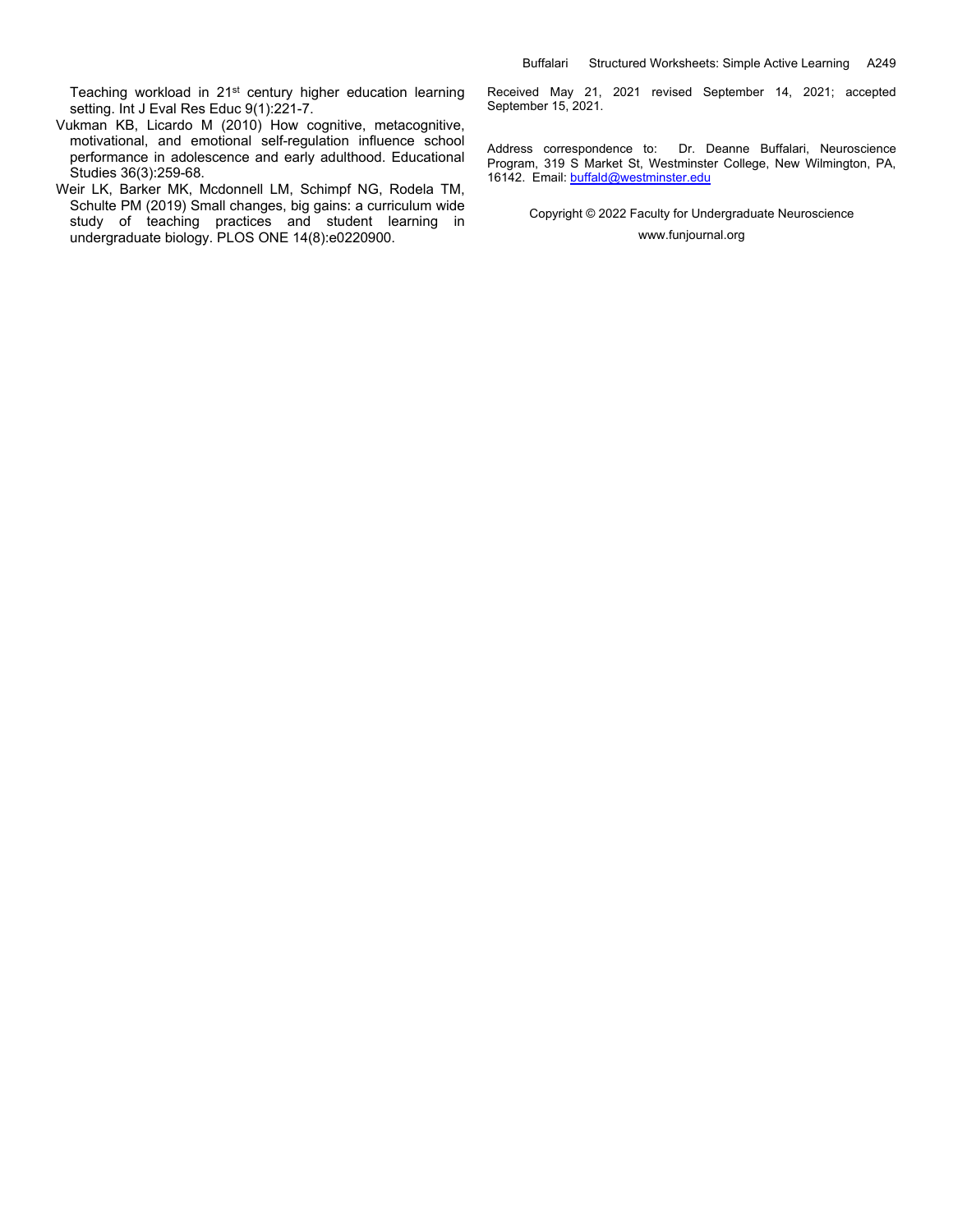Teaching workload in 21st century higher education learning setting. Int J Eval Res Educ 9(1):221-7.

Vukman KB, Licardo M (2010) How cognitive, metacognitive, motivational, and emotional self-regulation influence school performance in adolescence and early adulthood. Educational Studies 36(3):259-68.

Weir LK, Barker MK, Mcdonnell LM, Schimpf NG, Rodela TM, Schulte PM (2019) Small changes, big gains: a curriculum wide study of teaching practices and student learning in undergraduate biology. PLOS ONE 14(8):e0220900.

Received May 21, 2021 revised September 14, 2021; accepted September 15, 2021.

Address correspondence to: Dr. Deanne Buffalari, Neuroscience Program, 319 S Market St, Westminster College, New Wilmington, PA, 16142. Email: buffald@westminster.edu

Copyright © 2022 Faculty for Undergraduate Neuroscience

www.funjournal.org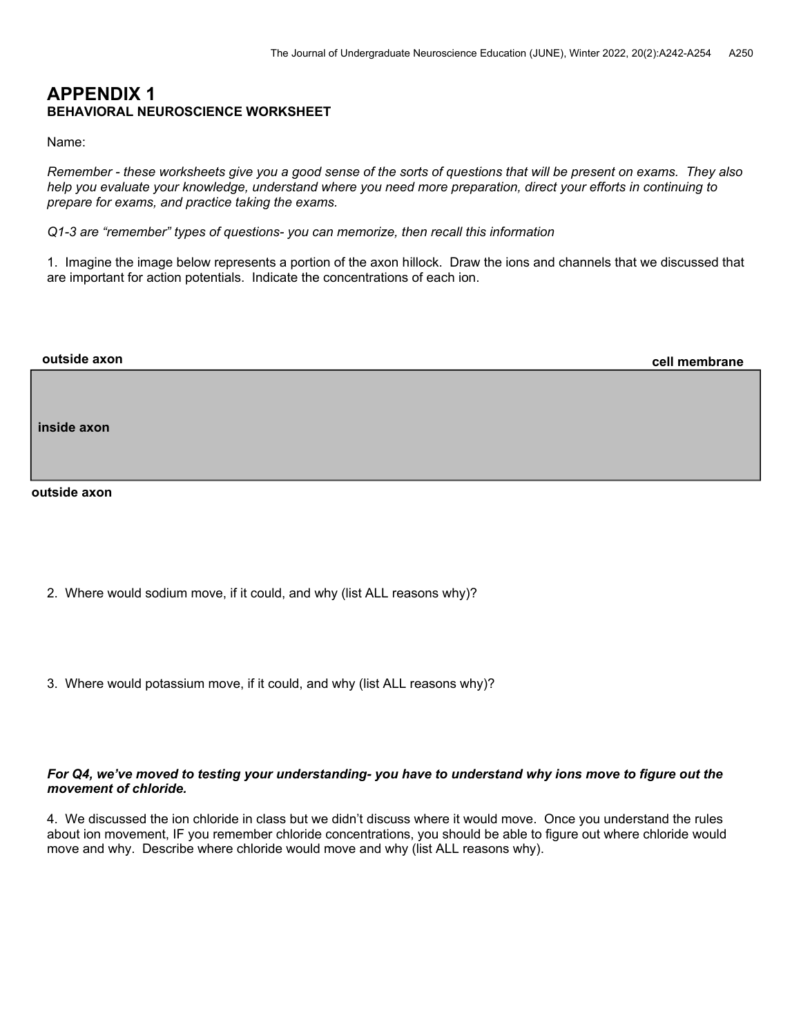## APPENDIX 1
### BEHAVIORAL NEUROSCIENCE WORKSHEET

Name:

*Remember - these worksheets give you a good sense of the sorts of questions that will be present on exams. They also help you evaluate your knowledge, understand where you need more preparation, direct your efforts in continuing to prepare for exams, and practice taking the exams.*

*Q1-3 are "remember" types of questions- you can memorize, then recall this information*

1. Imagine the image below represents a portion of the axon hillock. Draw the ions and channels that we discussed that are important for action potentials. Indicate the concentrations of each ion.

**outside axon** **cell membrane**

**inside axon**

**outside axon**

2. Where would sodium move, if it could, and why (list ALL reasons why)?

3. Where would potassium move, if it could, and why (list ALL reasons why)?

***For Q4, we've moved to testing your understanding- you have to understand why ions move to figure out the movement of chloride.***

4. We discussed the ion chloride in class but we didn't discuss where it would move. Once you understand the rules about ion movement, IF you remember chloride concentrations, you should be able to figure out where chloride would move and why. Describe where chloride would move and why (list ALL reasons why).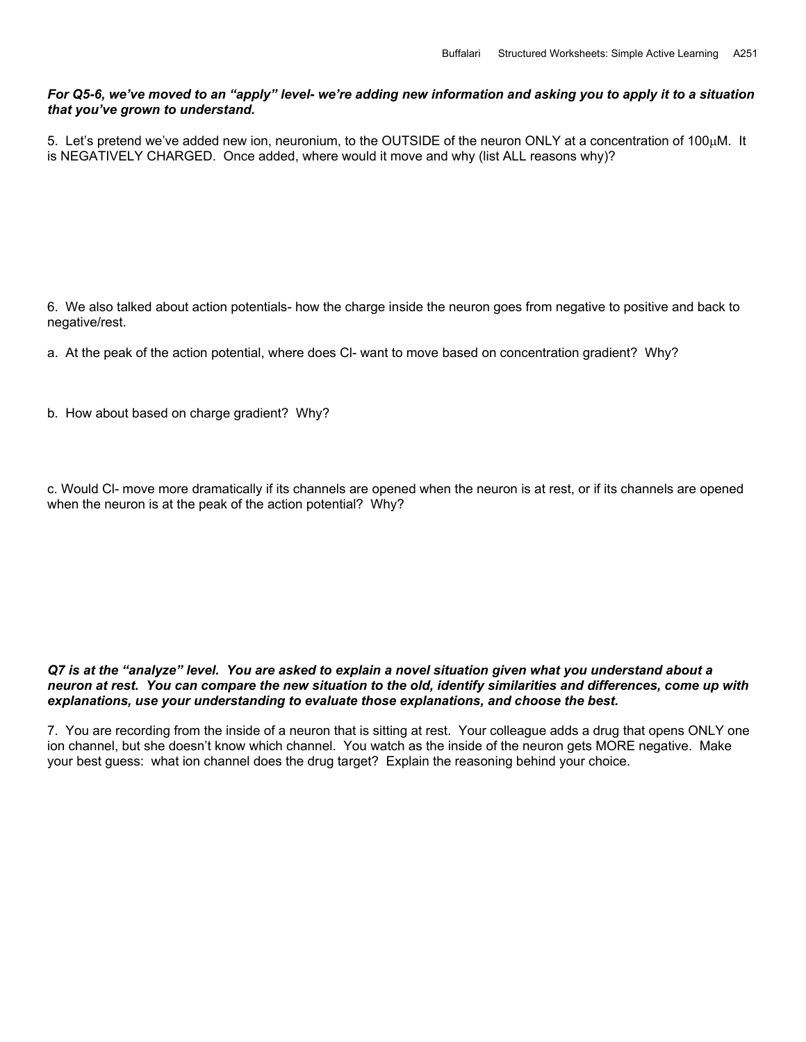***For Q5-6, we've moved to an "apply" level- we're adding new information and asking you to apply it to a situation that you've grown to understand.***

5. Let's pretend we've added new ion, neuronium, to the OUTSIDE of the neuron ONLY at a concentration of 100$\mu$M. It is NEGATIVELY CHARGED. Once added, where would it move and why (list ALL reasons why)?

6. We also talked about action potentials- how the charge inside the neuron goes from negative to positive and back to negative/rest.

a. At the peak of the action potential, where does Cl- want to move based on concentration gradient? Why?

b. How about based on charge gradient? Why?

c. Would Cl- move more dramatically if its channels are opened when the neuron is at rest, or if its channels are opened when the neuron is at the peak of the action potential? Why?

***Q7 is at the "analyze" level. You are asked to explain a novel situation given what you understand about a neuron at rest. You can compare the new situation to the old, identify similarities and differences, come up with explanations, use your understanding to evaluate those explanations, and choose the best.***

7. You are recording from the inside of a neuron that is sitting at rest. Your colleague adds a drug that opens ONLY one ion channel, but she doesn't know which channel. You watch as the inside of the neuron gets MORE negative. Make your best guess: what ion channel does the drug target? Explain the reasoning behind your choice.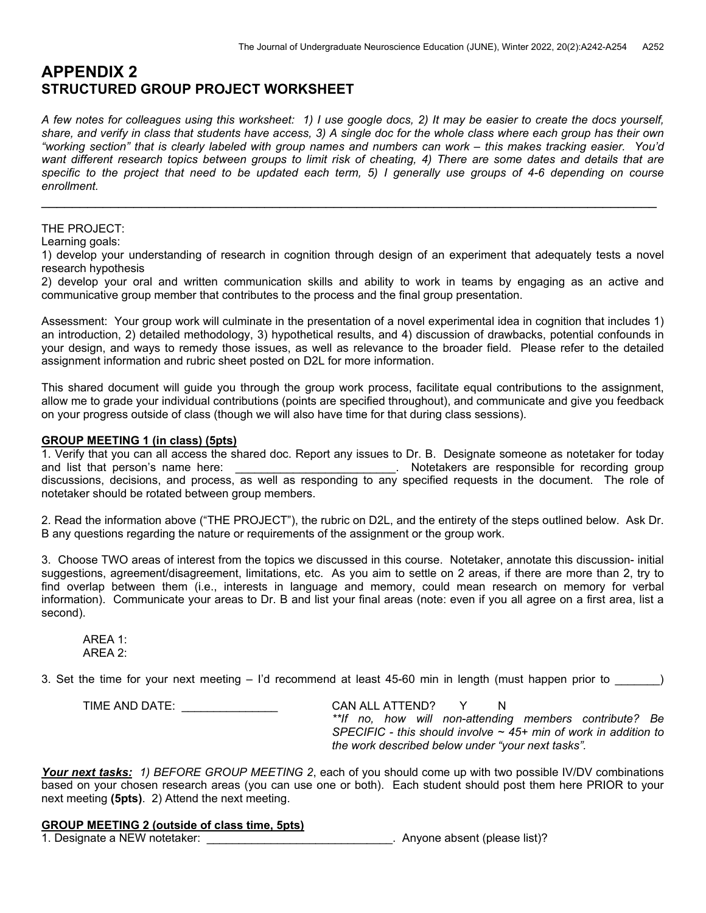# APPENDIX 2
## STRUCTURED GROUP PROJECT WORKSHEET

*A few notes for colleagues using this worksheet: 1) I use google docs, 2) It may be easier to create the docs yourself, share, and verify in class that students have access, 3) A single doc for the whole class where each group has their own "working section" that is clearly labeled with group names and numbers can work – this makes tracking easier. You'd want different research topics between groups to limit risk of cheating, 4) There are some dates and details that are specific to the project that need to be updated each term, 5) I generally use groups of 4-6 depending on course enrollment.*

---

THE PROJECT:

Learning goals:

1) develop your understanding of research in cognition through design of an experiment that adequately tests a novel research hypothesis

2) develop your oral and written communication skills and ability to work in teams by engaging as an active and communicative group member that contributes to the process and the final group presentation.

Assessment: Your group work will culminate in the presentation of a novel experimental idea in cognition that includes 1) an introduction, 2) detailed methodology, 3) hypothetical results, and 4) discussion of drawbacks, potential confounds in your design, and ways to remedy those issues, as well as relevance to the broader field. Please refer to the detailed assignment information and rubric sheet posted on D2L for more information.

This shared document will guide you through the group work process, facilitate equal contributions to the assignment, allow me to grade your individual contributions (points are specified throughout), and communicate and give you feedback on your progress outside of class (though we will also have time for that during class sessions).

**GROUP MEETING 1 (in class) (5pts)**

1. Verify that you can all access the shared doc. Report any issues to Dr. B. Designate someone as notetaker for today and list that person's name here: _________________________. Notetakers are responsible for recording group discussions, decisions, and process, as well as responding to any specified requests in the document. The role of notetaker should be rotated between group members.

2. Read the information above ("THE PROJECT"), the rubric on D2L, and the entirety of the steps outlined below. Ask Dr. B any questions regarding the nature or requirements of the assignment or the group work.

3. Choose TWO areas of interest from the topics we discussed in this course. Notetaker, annotate this discussion- initial suggestions, agreement/disagreement, limitations, etc. As you aim to settle on 2 areas, if there are more than 2, try to find overlap between them (i.e., interests in language and memory, could mean research on memory for verbal information). Communicate your areas to Dr. B and list your final areas (note: even if you all agree on a first area, list a second).

AREA 1:
AREA 2:

3. Set the time for your next meeting – I'd recommend at least 45-60 min in length (must happen prior to _______)

TIME AND DATE: _______________

CAN ALL ATTEND? Y N

*\*\*If no, how will non-attending members contribute? Be SPECIFIC - this should involve ~ 45+ min of work in addition to the work described below under "your next tasks".*

***Your next tasks:*** *1) BEFORE GROUP MEETING 2*, each of you should come up with two possible IV/DV combinations based on your chosen research areas (you can use one or both). Each student should post them here PRIOR to your next meeting **(5pts)**. 2) Attend the next meeting.

**GROUP MEETING 2 (outside of class time, 5pts)**

1. Designate a NEW notetaker: _____________________________. Anyone absent (please list)?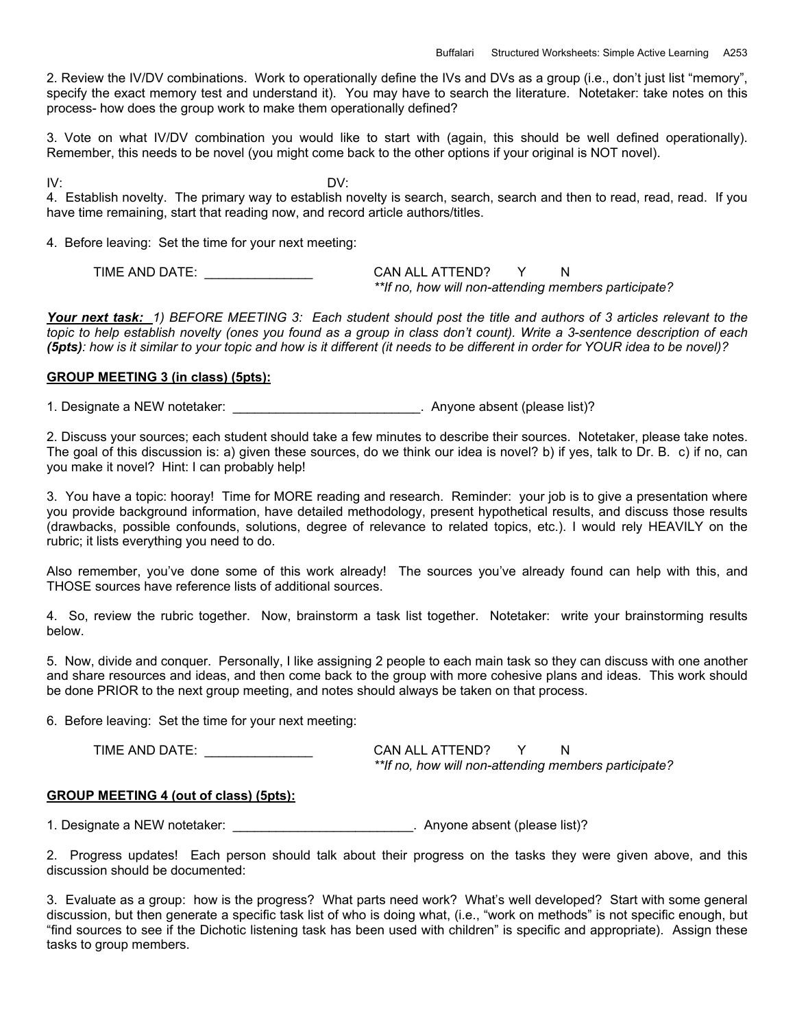2. Review the IV/DV combinations. Work to operationally define the IVs and DVs as a group (i.e., don't just list "memory", specify the exact memory test and understand it). You may have to search the literature. Notetaker: take notes on this process- how does the group work to make them operationally defined?

3. Vote on what IV/DV combination you would like to start with (again, this should be well defined operationally). Remember, this needs to be novel (you might come back to the other options if your original is NOT novel).

IV: DV:

4. Establish novelty. The primary way to establish novelty is search, search, search and then to read, read, read. If you have time remaining, start that reading now, and record article authors/titles.

4. Before leaving: Set the time for your next meeting:

TIME AND DATE: _______________ CAN ALL ATTEND? Y N

***If no, how will non-attending members participate?*

***Your next task:*** *1) BEFORE MEETING 3: Each student should post the title and authors of 3 articles relevant to the topic to help establish novelty (ones you found as a group in class don't count). Write a 3-sentence description of each **(5pts)**: how is it similar to your topic and how is it different (it needs to be different in order for YOUR idea to be novel)?*

**GROUP MEETING 3 (in class) (5pts):**

1. Designate a NEW notetaker: __________________________. Anyone absent (please list)?

2. Discuss your sources; each student should take a few minutes to describe their sources. Notetaker, please take notes. The goal of this discussion is: a) given these sources, do we think our idea is novel? b) if yes, talk to Dr. B. c) if no, can you make it novel? Hint: I can probably help!

3. You have a topic: hooray! Time for MORE reading and research. Reminder: your job is to give a presentation where you provide background information, have detailed methodology, present hypothetical results, and discuss those results (drawbacks, possible confounds, solutions, degree of relevance to related topics, etc.). I would rely HEAVILY on the rubric; it lists everything you need to do.

Also remember, you've done some of this work already! The sources you've already found can help with this, and THOSE sources have reference lists of additional sources.

4. So, review the rubric together. Now, brainstorm a task list together. Notetaker: write your brainstorming results below.

5. Now, divide and conquer. Personally, I like assigning 2 people to each main task so they can discuss with one another and share resources and ideas, and then come back to the group with more cohesive plans and ideas. This work should be done PRIOR to the next group meeting, and notes should always be taken on that process.

6. Before leaving: Set the time for your next meeting:

TIME AND DATE: _______________ CAN ALL ATTEND? Y N

***If no, how will non-attending members participate?*

**GROUP MEETING 4 (out of class) (5pts):**

1. Designate a NEW notetaker: __________________________. Anyone absent (please list)?

2. Progress updates! Each person should talk about their progress on the tasks they were given above, and this discussion should be documented:

3. Evaluate as a group: how is the progress? What parts need work? What's well developed? Start with some general discussion, but then generate a specific task list of who is doing what, (i.e., "work on methods" is not specific enough, but "find sources to see if the Dichotic listening task has been used with children" is specific and appropriate). Assign these tasks to group members.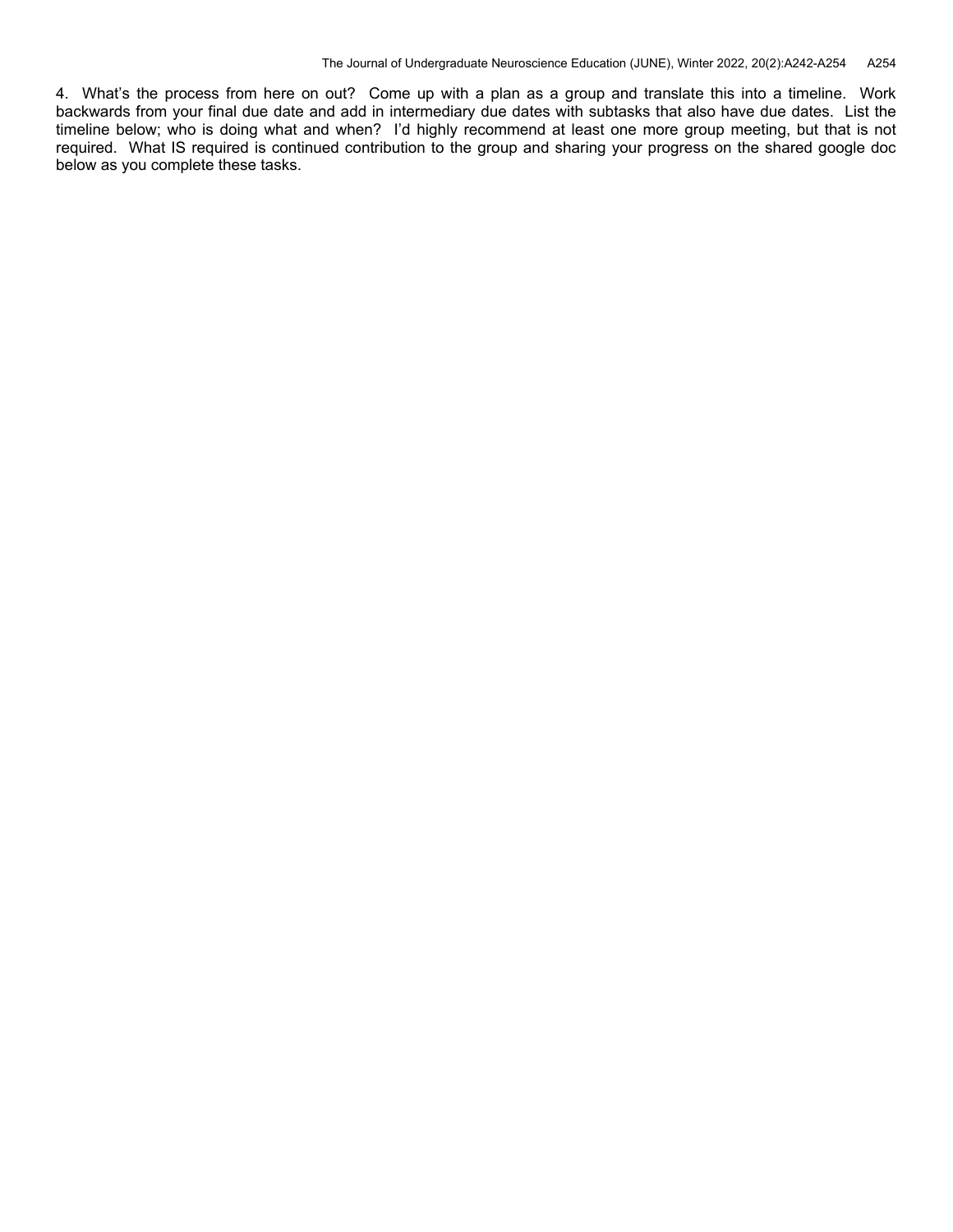4. What's the process from here on out? Come up with a plan as a group and translate this into a timeline. Work backwards from your final due date and add in intermediary due dates with subtasks that also have due dates. List the timeline below; who is doing what and when? I'd highly recommend at least one more group meeting, but that is not required. What IS required is continued contribution to the group and sharing your progress on the shared google doc below as you complete these tasks.